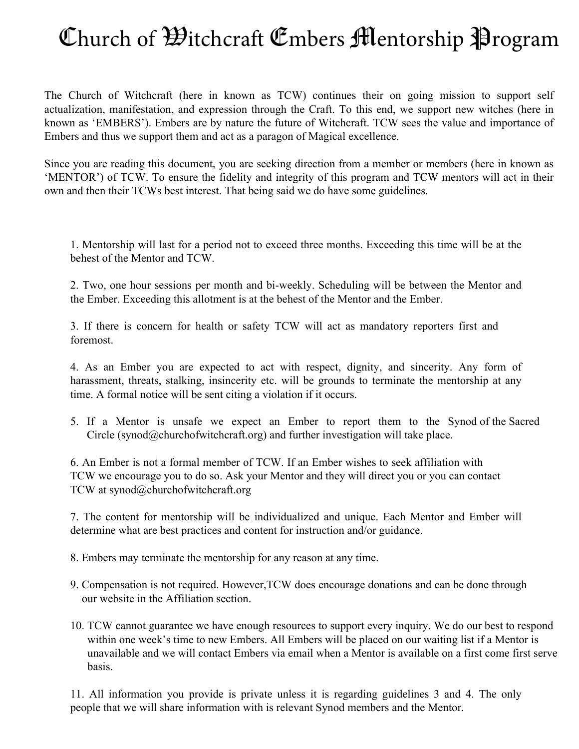# Church of Witchcraft Embers Mentorship Program

The Church of Witchcraft (here in known as TCW) continues their on going mission to support self actualization, manifestation, and expression through the Craft. To this end, we support new witches (here in known as 'EMBERS'). Embers are by nature the future of Witchcraft. TCW sees the value and importance of Embers and thus we support them and act as a paragon of Magical excellence.

Since you are reading this document, you are seeking direction from a member or members (here in known as 'MENTOR') of TCW. To ensure the fidelity and integrity of this program and TCW mentors will act in their own and then their TCWs best interest. That being said we do have some guidelines.

1. Mentorship will last for a period not to exceed three months. Exceeding this time will be at the behest of the Mentor and TCW.

2. Two, one hour sessions per month and bi-weekly. Scheduling will be between the Mentor and the Ember. Exceeding this allotment is at the behest of the Mentor and the Ember.

3. If there is concern for health or safety TCW will act as mandatory reporters first and foremost.

4. As an Ember you are expected to act with respect, dignity, and sincerity. Any form of harassment, threats, stalking, insincerity etc. will be grounds to terminate the mentorship at any time. A formal notice will be sent citing a violation if it occurs.

5. If a Mentor is unsafe we expect an Ember to report them to the Synod of the Sacred Circle (synod@churchofwitchcraft.org) and further investigation will take place.

6. An Ember is not a formal member of TCW. If an Ember wishes to seek affiliation with TCW we encourage you to do so. Ask your Mentor and they will direct you or you can contact TCW at synod@churchofwitchcraft.org

7. The content for mentorship will be individualized and unique. Each Mentor and Ember will determine what are best practices and content for instruction and/or guidance.

8. Embers may terminate the mentorship for any reason at any time.

9. Compensation is not required. However,TCW does encourage donations and can be done through our website in the Affiliation section.

10. TCW cannot guarantee we have enough resources to support every inquiry. We do our best to respond within one week's time to new Embers. All Embers will be placed on our waiting list if a Mentor is unavailable and we will contact Embers via email when a Mentor is available on a first come first serve basis.

11. All information you provide is private unless it is regarding guidelines 3 and 4. The only people that we will share information with is relevant Synod members and the Mentor.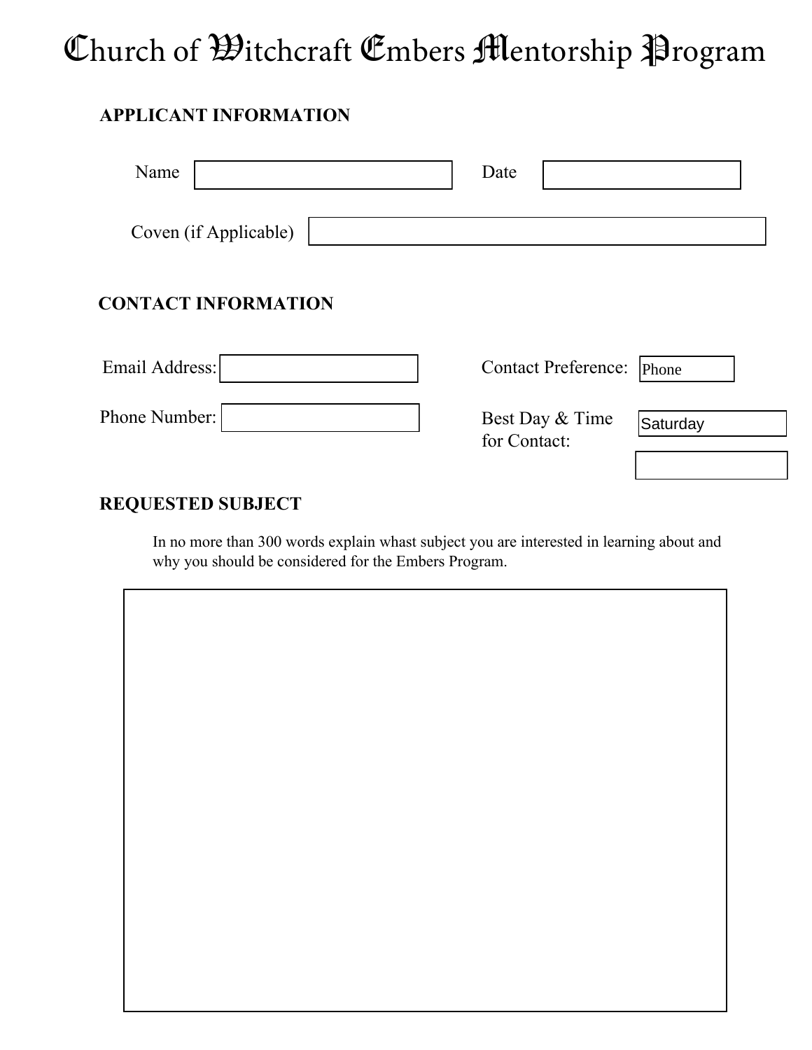# Church of Witchcraft Embers Mentorship Program

## APPLICANT INFORMATION

Name: 

Date: 

Coven (if Applicable): 

## CONTACT INFORMATION

Email Address: 

Phone Number: 

Contact Preference: Phone

Best Day & Time for Contact: Saturday

## REQUESTED SUBJECT

In no more than 300 words explain whast subject you are interested in learning about and why you should be considered for the Embers Program.